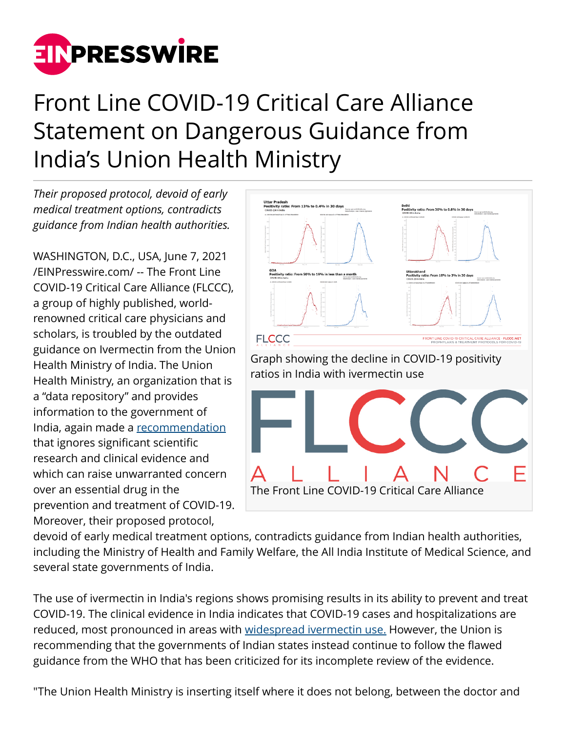# Front Line COVID-19 Critical Care Alliance Statement on Dangerous Guidance from India's Union Health Ministry

*Their proposed protocol, devoid of early medical treatment options, contradicts guidance from Indian health authorities.*

Graph showing the decline in COVID-19 positivity ratios in India with ivermectin use

The Front Line COVID-19 Critical Care Alliance

WASHINGTON, D.C., USA, June 7, 2021 /EINPresswire.com/ -- The Front Line COVID-19 Critical Care Alliance (FLCCC), a group of highly published, world-renowned critical care physicians and scholars, is troubled by the outdated guidance on Ivermectin from the Union Health Ministry of India. The Union Health Ministry, an organization that is a "data repository" and provides information to the government of India, again made a recommendation that ignores significant scientific research and clinical evidence and which can raise unwarranted concern over an essential drug in the prevention and treatment of COVID-19. Moreover, their proposed protocol, devoid of early medical treatment options, contradicts guidance from Indian health authorities, including the Ministry of Health and Family Welfare, the All India Institute of Medical Science, and several state governments of India.

The use of ivermectin in India's regions shows promising results in its ability to prevent and treat COVID-19. The clinical evidence in India indicates that COVID-19 cases and hospitalizations are reduced, most pronounced in areas with widespread ivermectin use. However, the Union is recommending that the governments of Indian states instead continue to follow the flawed guidance from the WHO that has been criticized for its incomplete review of the evidence.

"The Union Health Ministry is inserting itself where it does not belong, between the doctor and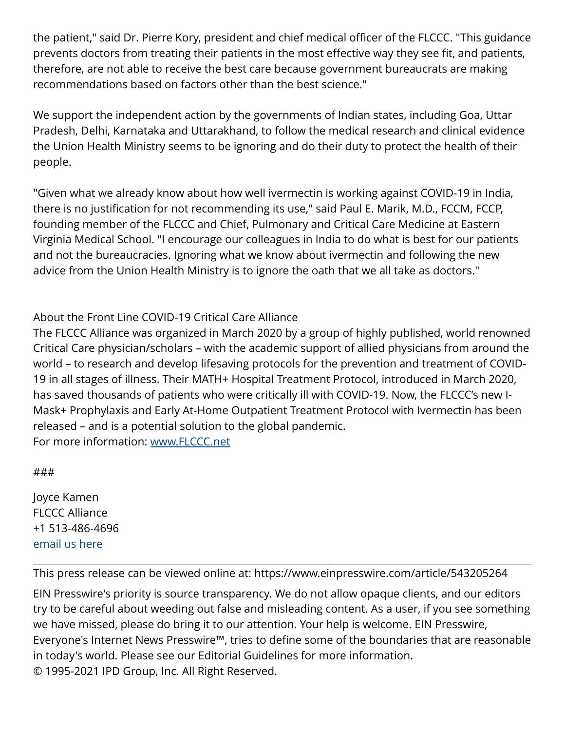the patient," said Dr. Pierre Kory, president and chief medical officer of the FLCCC. "This guidance prevents doctors from treating their patients in the most effective way they see fit, and patients, therefore, are not able to receive the best care because government bureaucrats are making recommendations based on factors other than the best science."

We support the independent action by the governments of Indian states, including Goa, Uttar Pradesh, Delhi, Karnataka and Uttarakhand, to follow the medical research and clinical evidence the Union Health Ministry seems to be ignoring and do their duty to protect the health of their people.

"Given what we already know about how well ivermectin is working against COVID-19 in India, there is no justification for not recommending its use," said Paul E. Marik, M.D., FCCM, FCCP, founding member of the FLCCC and Chief, Pulmonary and Critical Care Medicine at Eastern Virginia Medical School. "I encourage our colleagues in India to do what is best for our patients and not the bureaucracies. Ignoring what we know about ivermectin and following the new advice from the Union Health Ministry is to ignore the oath that we all take as doctors."

About the Front Line COVID-19 Critical Care Alliance
The FLCCC Alliance was organized in March 2020 by a group of highly published, world renowned Critical Care physician/scholars – with the academic support of allied physicians from around the world – to research and develop lifesaving protocols for the prevention and treatment of COVID-19 in all stages of illness. Their MATH+ Hospital Treatment Protocol, introduced in March 2020, has saved thousands of patients who were critically ill with COVID-19. Now, the FLCCC's new I-Mask+ Prophylaxis and Early At-Home Outpatient Treatment Protocol with Ivermectin has been released – and is a potential solution to the global pandemic.
For more information: www.FLCCC.net

###

Joyce Kamen
FLCCC Alliance
+1 513-486-4696
email us here

This press release can be viewed online at: https://www.einpresswire.com/article/543205264

EIN Presswire's priority is source transparency. We do not allow opaque clients, and our editors try to be careful about weeding out false and misleading content. As a user, if you see something we have missed, please do bring it to our attention. Your help is welcome. EIN Presswire, Everyone's Internet News Presswire™, tries to define some of the boundaries that are reasonable in today's world. Please see our Editorial Guidelines for more information.
© 1995-2021 IPD Group, Inc. All Right Reserved.